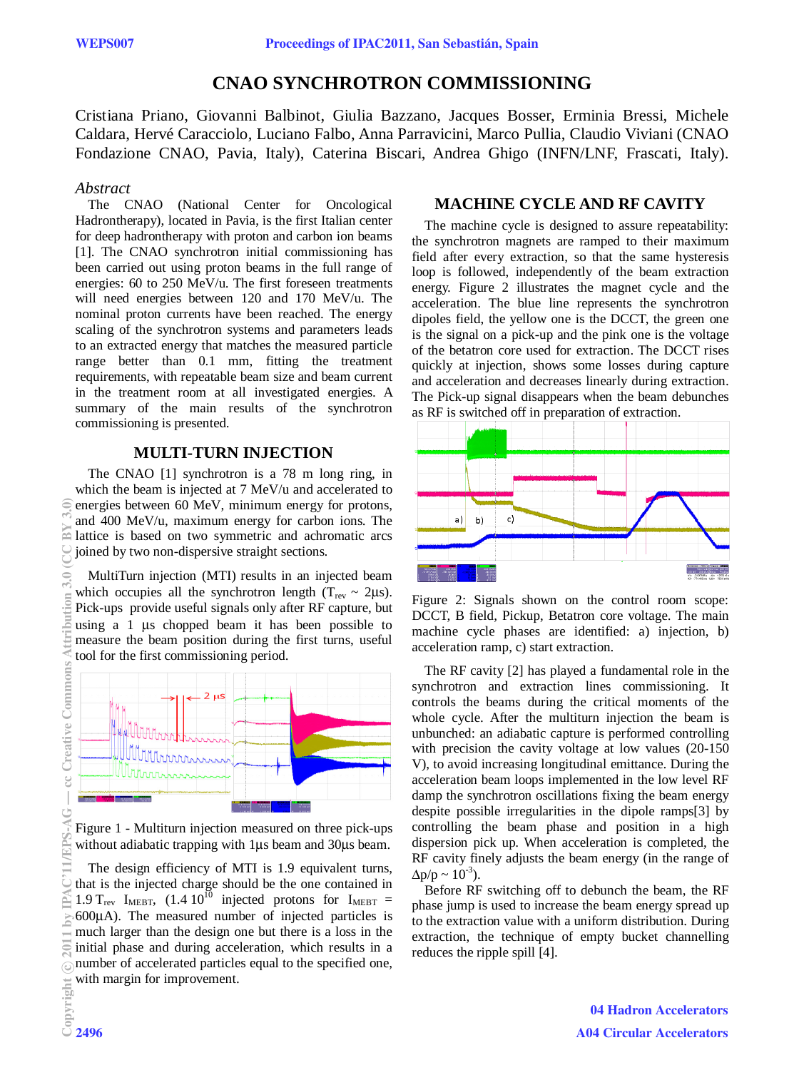# CNAO SYNCHROTRON COMMISSIONING

Cristiana Priano, Giovanni Balbinot, Giulia Bazzano, Jacques Bosser, Erminia Bressi, Michele Caldara, Hervé Caracciolo, Luciano Falbo, Anna Parravicini, Marco Pullia, Claudio Viviani (CNAO Fondazione CNAO, Pavia, Italy), Caterina Biscari, Andrea Ghigo (INFN/LNF, Frascati, Italy).

## *Abstract*

The CNAO (National Center for Oncological Hadrontherapy), located in Pavia, is the first Italian center for deep hadrontherapy with proton and carbon ion beams [1]. The CNAO synchrotron initial commissioning has been carried out using proton beams in the full range of energies: 60 to 250 MeV/u. The first foreseen treatments will need energies between 120 and 170 MeV/u. The nominal proton currents have been reached. The energy scaling of the synchrotron systems and parameters leads to an extracted energy that matches the measured particle range better than 0.1 mm, fitting the treatment requirements, with repeatable beam size and beam current in the treatment room at all investigated energies. A summary of the main results of the synchrotron commissioning is presented.

## MULTI-TURN INJECTION

The CNAO [1] synchrotron is a 78 m long ring, in which the beam is injected at 7 MeV/u and accelerated to energies between 60 MeV, minimum energy for protons, and 400 MeV/u, maximum energy for carbon ions. The lattice is based on two symmetric and achromatic arcs joined by two non-dispersive straight sections.

MultiTurn injection (MTI) results in an injected beam which occupies all the synchrotron length ($T_{rev}$ ~ 2µs). Pick-ups provide useful signals only after RF capture, but using a 1 µs chopped beam it has been possible to measure the beam position during the first turns, useful tool for the first commissioning period.

Figure 1 - Multiturn injection measured on three pick-ups without adiabatic trapping with 1µs beam and 30µs beam.

The design efficiency of MTI is 1.9 equivalent turns, that is the injected charge should be the one contained in 1.9 $T_{rev}$ $I_{MEBT}$, (1.4 $10^{10}$ injected protons for $I_{MEBT}$ = 600µA). The measured number of injected particles is much larger than the design one but there is a loss in the initial phase and during acceleration, which results in a number of accelerated particles equal to the specified one, with margin for improvement.

## MACHINE CYCLE AND RF CAVITY

The machine cycle is designed to assure repeatability: the synchrotron magnets are ramped to their maximum field after every extraction, so that the same hysteresis loop is followed, independently of the beam extraction energy. Figure 2 illustrates the magnet cycle and the acceleration. The blue line represents the synchrotron dipoles field, the yellow one is the DCCT, the green one is the signal on a pick-up and the pink one is the voltage of the betatron core used for extraction. The DCCT rises quickly at injection, shows some losses during capture and acceleration and decreases linearly during extraction. The Pick-up signal disappears when the beam debunches as RF is switched off in preparation of extraction.

Figure 2: Signals shown on the control room scope: DCCT, B field, Pickup, Betatron core voltage. The main machine cycle phases are identified: a) injection, b) acceleration ramp, c) start extraction.

The RF cavity [2] has played a fundamental role in the synchrotron and extraction lines commissioning. It controls the beams during the critical moments of the whole cycle. After the multiturn injection the beam is unbunched: an adiabatic capture is performed controlling with precision the cavity voltage at low values (20-150 V), to avoid increasing longitudinal emittance. During the acceleration beam loops implemented in the low level RF damp the synchrotron oscillations fixing the beam energy despite possible irregularities in the dipole ramps[3] by controlling the beam phase and position in a high dispersion pick up. When acceleration is completed, the RF cavity finely adjusts the beam energy (in the range of $\Delta p/p \sim 10^{-3}$).

Before RF switching off to debunch the beam, the RF phase jump is used to increase the beam energy spread up to the extraction value with a uniform distribution. During extraction, the technique of empty bucket channelling reduces the ripple spill [4].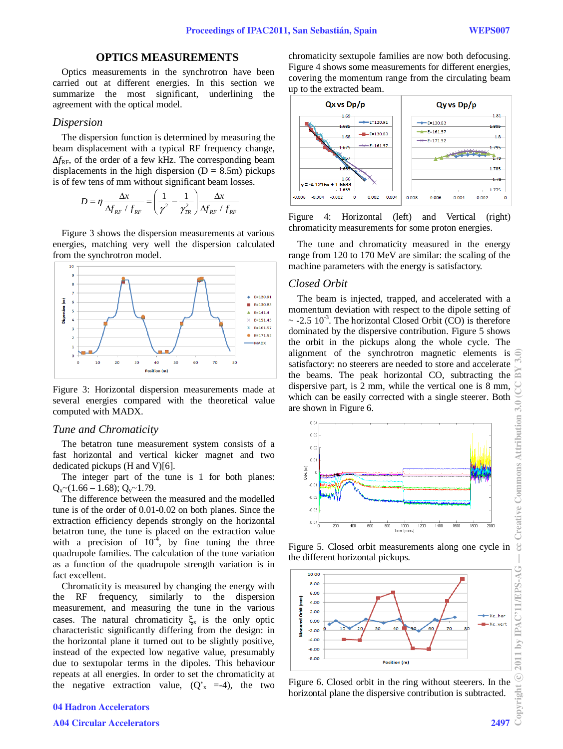## OPTICS MEASUREMENTS

Optics measurements in the synchrotron have been carried out at different energies. In this section we summarize the most significant, underlining the agreement with the optical model.

### *Dispersion*

The dispersion function is determined by measuring the beam displacement with a typical RF frequency change, $\Delta f_{RF}$, of the order of a few kHz. The corresponding beam displacements in the high dispersion (D = 8.5m) pickups is of few tens of mm without significant beam losses.

$$D = \eta \frac{\Delta x}{\Delta f_{RF} / f_{RF}} = \left( \frac{1}{\gamma^2} - \frac{1}{\gamma_{TR}^2} \right) \frac{\Delta x}{\Delta f_{RF} / f_{RF}}$$

Figure 3 shows the dispersion measurements at various energies, matching very well the dispersion calculated from the synchrotron model.

Figure 3: Horizontal dispersion measurements made at several energies compared with the theoretical value computed with MADX.

### *Tune and Chromaticity*

The betatron tune measurement system consists of a fast horizontal and vertical kicker magnet and two dedicated pickups (H and V)[6].

The integer part of the tune is 1 for both planes: $Q_x$~(1.66 – 1.68); $Q_y$~1.79.

The difference between the measured and the modelled tune is of the order of 0.01-0.02 on both planes. Since the extraction efficiency depends strongly on the horizontal betatron tune, the tune is placed on the extraction value with a precision of $10^{-4}$, by fine tuning the three quadrupole families. The calculation of the tune variation as a function of the quadrupole strength variation is in fact excellent.

Chromaticity is measured by changing the energy with the RF frequency, similarly to the dispersion measurement, and measuring the tune in the various cases. The natural chromaticity $\xi_x$ is the only optic characteristic significantly differing from the design: in the horizontal plane it turned out to be slightly positive, instead of the expected low negative value, presumably due to sextupolar terms in the dipoles. This behaviour repeats at all energies. In order to set the chromaticity at the negative extraction value, ($Q'_x$ =-4), the two chromaticity sextupole families are now both defocusing. Figure 4 shows some measurements for different energies, covering the momentum range from the circulating beam up to the extracted beam.

Figure 4: Horizontal (left) and Vertical (right) chromaticity measurements for some proton energies.

The tune and chromaticity measured in the energy range from 120 to 170 MeV are similar: the scaling of the machine parameters with the energy is satisfactory.

### *Closed Orbit*

The beam is injected, trapped, and accelerated with a momentum deviation with respect to the dipole setting of ~ -2.5 $10^{-3}$. The horizontal Closed Orbit (CO) is therefore dominated by the dispersive contribution. Figure 5 shows the orbit in the pickups along the whole cycle. The alignment of the synchrotron magnetic elements is satisfactory: no steerers are needed to store and accelerate the beams. The peak horizontal CO, subtracting the dispersive part, is 2 mm, while the vertical one is 8 mm, which can be easily corrected with a single steerer. Both are shown in Figure 6.

Figure 5. Closed orbit measurements along one cycle in the different horizontal pickups.

Figure 6. Closed orbit in the ring without steerers. In the horizontal plane the dispersive contribution is subtracted.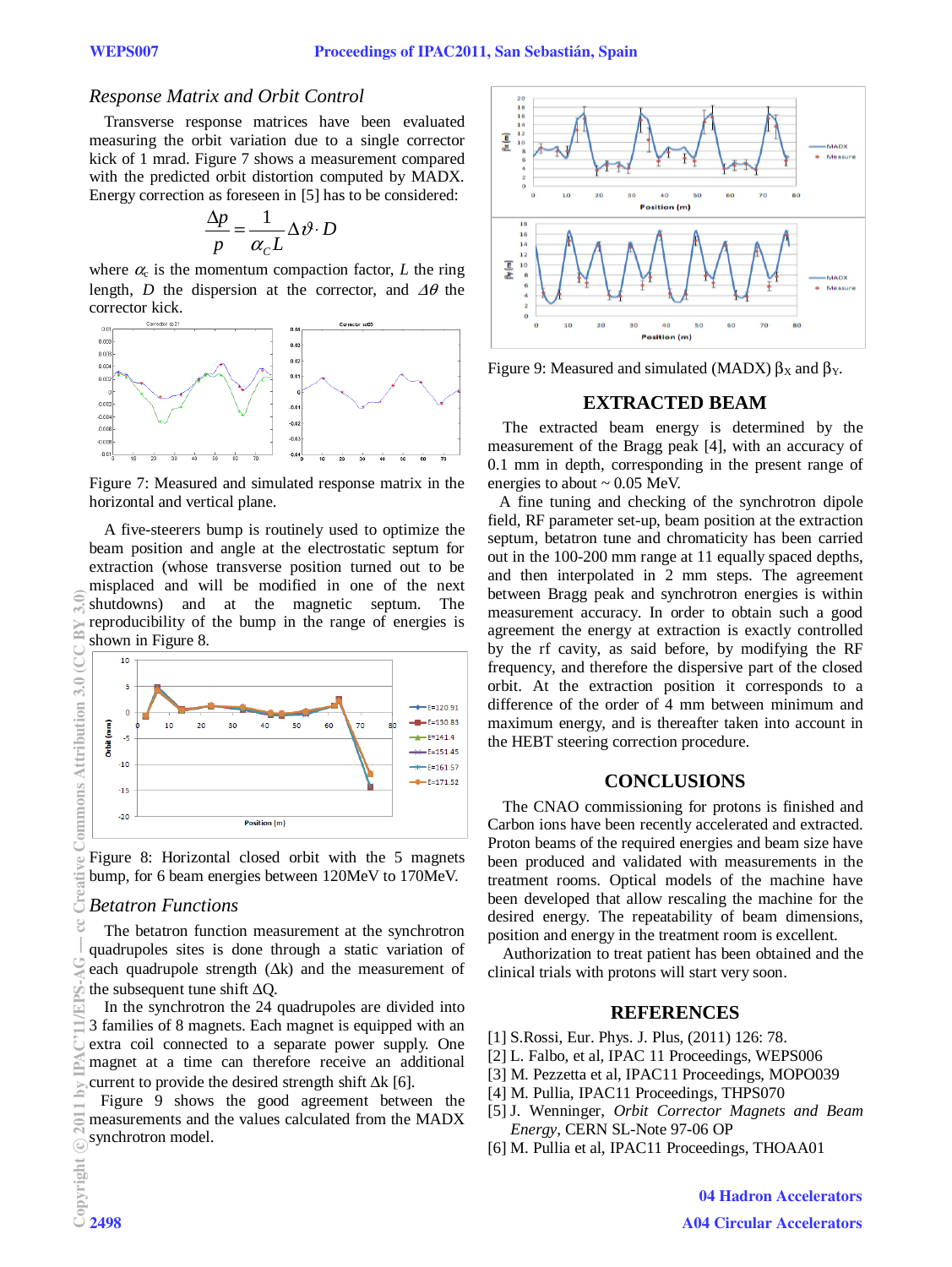### Response Matrix and Orbit Control

Transverse response matrices have been evaluated measuring the orbit variation due to a single corrector kick of 1 mrad. Figure 7 shows a measurement compared with the predicted orbit distortion computed by MADX. Energy correction as foreseen in [5] has to be considered:

$$\frac{\Delta p}{p} = \frac{1}{\alpha_C L} \Delta\vartheta \cdot D$$

where $\alpha_c$ is the momentum compaction factor, $L$ the ring length, $D$ the dispersion at the corrector, and $\Delta\theta$ the corrector kick.

Figure 7: Measured and simulated response matrix in the horizontal and vertical plane.

A five-steerers bump is routinely used to optimize the beam position and angle at the electrostatic septum for extraction (whose transverse position turned out to be misplaced and will be modified in one of the next shutdowns) and at the magnetic septum. The reproducibility of the bump in the range of energies is shown in Figure 8.

Figure 8: Horizontal closed orbit with the 5 magnets bump, for 6 beam energies between 120MeV to 170MeV.

### Betatron Functions

The betatron function measurement at the synchrotron quadrupoles sites is done through a static variation of each quadrupole strength (Δk) and the measurement of the subsequent tune shift ΔQ.

In the synchrotron the 24 quadrupoles are divided into 3 families of 8 magnets. Each magnet is equipped with an extra coil connected to a separate power supply. One magnet at a time can therefore receive an additional current to provide the desired strength shift Δk [6].

Figure 9 shows the good agreement between the measurements and the values calculated from the MADX synchrotron model.

Figure 9: Measured and simulated (MADX) $\beta_X$ and $\beta_Y$.

## EXTRACTED BEAM

The extracted beam energy is determined by the measurement of the Bragg peak [4], with an accuracy of 0.1 mm in depth, corresponding in the present range of energies to about ~ 0.05 MeV.

A fine tuning and checking of the synchrotron dipole field, RF parameter set-up, beam position at the extraction septum, betatron tune and chromaticity has been carried out in the 100-200 mm range at 11 equally spaced depths, and then interpolated in 2 mm steps. The agreement between Bragg peak and synchrotron energies is within measurement accuracy. In order to obtain such a good agreement the energy at extraction is exactly controlled by the rf cavity, as said before, by modifying the RF frequency, and therefore the dispersive part of the closed orbit. At the extraction position it corresponds to a difference of the order of 4 mm between minimum and maximum energy, and is thereafter taken into account in the HEBT steering correction procedure.

## CONCLUSIONS

The CNAO commissioning for protons is finished and Carbon ions have been recently accelerated and extracted. Proton beams of the required energies and beam size have been produced and validated with measurements in the treatment rooms. Optical models of the machine have been developed that allow rescaling the machine for the desired energy. The repeatability of beam dimensions, position and energy in the treatment room is excellent.

Authorization to treat patient has been obtained and the clinical trials with protons will start very soon.

## REFERENCES

[1] S.Rossi, Eur. Phys. J. Plus, (2011) 126: 78.
[2] L. Falbo, et al, IPAC 11 Proceedings, WEPS006
[3] M. Pezzetta et al, IPAC11 Proceedings, MOPO039
[4] M. Pullia, IPAC11 Proceedings, THPS070
[5] J. Wenninger, *Orbit Corrector Magnets and Beam Energy*, CERN SL-Note 97-06 OP
[6] M. Pullia et al, IPAC11 Proceedings, THOAA01